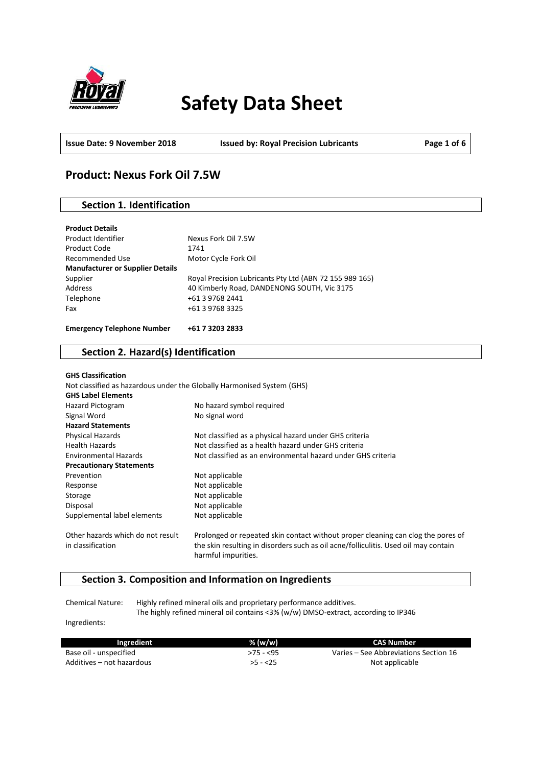# Safety Data Sheet

**Issue Date: 9 November 2018** **Issued by: Royal Precision Lubricants**

## Product: Nexus Fork Oil 7.5W

### Section 1. Identification

**Product Details**

| | |
|---|---|
| Product Identifier | Nexus Fork Oil 7.5W |
| Product Code | 1741 |
| Recommended Use | Motor Cycle Fork Oil |
| **Manufacturer or Supplier Details** | |
| Supplier | Royal Precision Lubricants Pty Ltd (ABN 72 155 989 165) |
| Address | 40 Kimberly Road, DANDENONG SOUTH, Vic 3175 |
| Telephone | +61 3 9768 2441 |
| Fax | +61 3 9768 3325 |

**Emergency Telephone Number** **+61 7 3203 2833**

### Section 2. Hazard(s) Identification

**GHS Classification**

Not classified as hazardous under the Globally Harmonised System (GHS)

**GHS Label Elements**

| | |
|---|---|
| Hazard Pictogram | No hazard symbol required |
| Signal Word | No signal word |
| **Hazard Statements** | |
| Physical Hazards | Not classified as a physical hazard under GHS criteria |
| Health Hazards | Not classified as a health hazard under GHS criteria |
| Environmental Hazards | Not classified as an environmental hazard under GHS criteria |
| **Precautionary Statements** | |
| Prevention | Not applicable |
| Response | Not applicable |
| Storage | Not applicable |
| Disposal | Not applicable |
| Supplemental label elements | Not applicable |
| Other hazards which do not result in classification | Prolonged or repeated skin contact without proper cleaning can clog the pores of the skin resulting in disorders such as oil acne/folliculitis. Used oil may contain harmful impurities. |

### Section 3. Composition and Information on Ingredients

Chemical Nature: Highly refined mineral oils and proprietary performance additives.
The highly refined mineral oil contains <3% (w/w) DMSO-extract, according to IP346

Ingredients:

| Ingredient | % (w/w) | CAS Number |
|---|---|---|
| Base oil - unspecified | >75 - <95 | Varies – See Abbreviations Section 16 |
| Additives – not hazardous | >5 - <25 | Not applicable |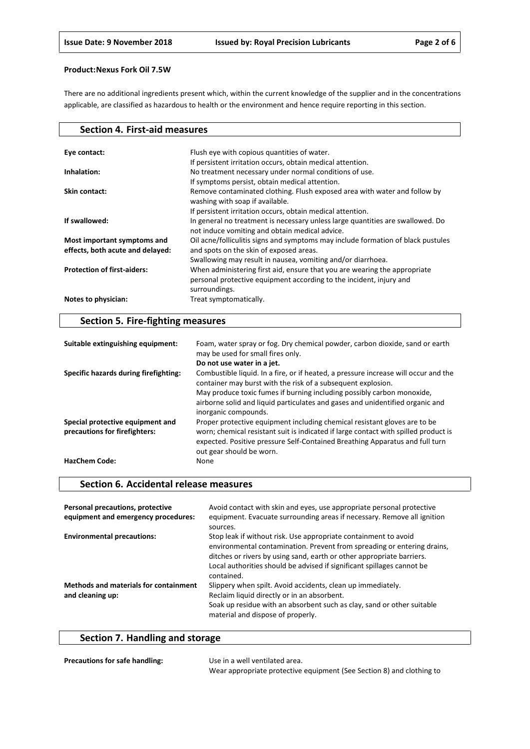**Product:Nexus Fork Oil 7.5W**

There are no additional ingredients present which, within the current knowledge of the supplier and in the concentrations applicable, are classified as hazardous to health or the environment and hence require reporting in this section.

## Section 4. First-aid measures

| | |
|---|---|
| **Eye contact:** | Flush eye with copious quantities of water.<br>If persistent irritation occurs, obtain medical attention. |
| **Inhalation:** | No treatment necessary under normal conditions of use.<br>If symptoms persist, obtain medical attention. |
| **Skin contact:** | Remove contaminated clothing. Flush exposed area with water and follow by washing with soap if available.<br>If persistent irritation occurs, obtain medical attention. |
| **If swallowed:** | In general no treatment is necessary unless large quantities are swallowed. Do not induce vomiting and obtain medical advice. |
| **Most important symptoms and effects, both acute and delayed:** | Oil acne/folliculitis signs and symptoms may include formation of black pustules and spots on the skin of exposed areas.<br>Swallowing may result in nausea, vomiting and/or diarrhoea. |
| **Protection of first-aiders:** | When administering first aid, ensure that you are wearing the appropriate personal protective equipment according to the incident, injury and surroundings. |
| **Notes to physician:** | Treat symptomatically. |

## Section 5. Fire-fighting measures

| | |
|---|---|
| **Suitable extinguishing equipment:** | Foam, water spray or fog. Dry chemical powder, carbon dioxide, sand or earth may be used for small fires only.<br>**Do not use water in a jet.** |
| **Specific hazards during firefighting:** | Combustible liquid. In a fire, or if heated, a pressure increase will occur and the container may burst with the risk of a subsequent explosion.<br>May produce toxic fumes if burning including possibly carbon monoxide, airborne solid and liquid particulates and gases and unidentified organic and inorganic compounds. |
| **Special protective equipment and precautions for firefighters:** | Proper protective equipment including chemical resistant gloves are to be worn; chemical resistant suit is indicated if large contact with spilled product is expected. Positive pressure Self-Contained Breathing Apparatus and full turn out gear should be worn. |
| **HazChem Code:** | None |

## Section 6. Accidental release measures

| | |
|---|---|
| **Personal precautions, protective equipment and emergency procedures:** | Avoid contact with skin and eyes, use appropriate personal protective equipment. Evacuate surrounding areas if necessary. Remove all ignition sources. |
| **Environmental precautions:** | Stop leak if without risk. Use appropriate containment to avoid environmental contamination. Prevent from spreading or entering drains, ditches or rivers by using sand, earth or other appropriate barriers.<br>Local authorities should be advised if significant spillages cannot be contained. |
| **Methods and materials for containment and cleaning up:** | Slippery when spilt. Avoid accidents, clean up immediately.<br>Reclaim liquid directly or in an absorbent.<br>Soak up residue with an absorbent such as clay, sand or other suitable material and dispose of properly. |

## Section 7. Handling and storage

| | |
|---|---|
| **Precautions for safe handling:** | Use in a well ventilated area.<br>Wear appropriate protective equipment (See Section 8) and clothing to |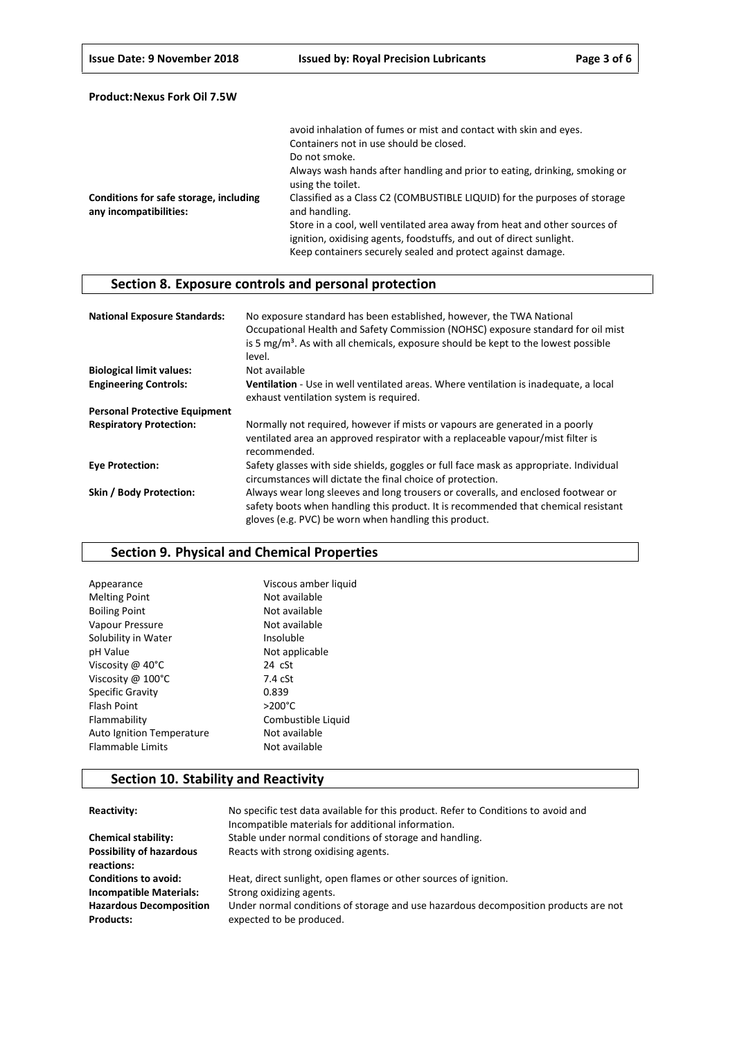**Product:Nexus Fork Oil 7.5W**

| | |
|---|---|
| | avoid inhalation of fumes or mist and contact with skin and eyes.<br>Containers not in use should be closed.<br>Do not smoke.<br>Always wash hands after handling and prior to eating, drinking, smoking or using the toilet. |
| **Conditions for safe storage, including any incompatibilities:** | Classified as a Class C2 (COMBUSTIBLE LIQUID) for the purposes of storage and handling.<br>Store in a cool, well ventilated area away from heat and other sources of ignition, oxidising agents, foodstuffs, and out of direct sunlight.<br>Keep containers securely sealed and protect against damage. |

## Section 8. Exposure controls and personal protection

| | |
|---|---|
| **National Exposure Standards:** | No exposure standard has been established, however, the TWA National Occupational Health and Safety Commission (NOHSC) exposure standard for oil mist is 5 mg/m³. As with all chemicals, exposure should be kept to the lowest possible level. |
| **Biological limit values:** | Not available |
| **Engineering Controls:** | **Ventilation** - Use in well ventilated areas. Where ventilation is inadequate, a local exhaust ventilation system is required. |
| **Personal Protective Equipment** | |
| **Respiratory Protection:** | Normally not required, however if mists or vapours are generated in a poorly ventilated area an approved respirator with a replaceable vapour/mist filter is recommended. |
| **Eye Protection:** | Safety glasses with side shields, goggles or full face mask as appropriate. Individual circumstances will dictate the final choice of protection. |
| **Skin / Body Protection:** | Always wear long sleeves and long trousers or coveralls, and enclosed footwear or safety boots when handling this product. It is recommended that chemical resistant gloves (e.g. PVC) be worn when handling this product. |

## Section 9. Physical and Chemical Properties

| | |
|---|---|
| Appearance | Viscous amber liquid |
| Melting Point | Not available |
| Boiling Point | Not available |
| Vapour Pressure | Not available |
| Solubility in Water | Insoluble |
| pH Value | Not applicable |
| Viscosity @ 40°C | 24 cSt |
| Viscosity @ 100°C | 7.4 cSt |
| Specific Gravity | 0.839 |
| Flash Point | >200°C |
| Flammability | Combustible Liquid |
| Auto Ignition Temperature | Not available |
| Flammable Limits | Not available |

## Section 10. Stability and Reactivity

| | |
|---|---|
| **Reactivity:** | No specific test data available for this product. Refer to Conditions to avoid and Incompatible materials for additional information. |
| **Chemical stability:** | Stable under normal conditions of storage and handling. |
| **Possibility of hazardous reactions:** | Reacts with strong oxidising agents. |
| **Conditions to avoid:** | Heat, direct sunlight, open flames or other sources of ignition. |
| **Incompatible Materials:** | Strong oxidizing agents. |
| **Hazardous Decomposition Products:** | Under normal conditions of storage and use hazardous decomposition products are not expected to be produced. |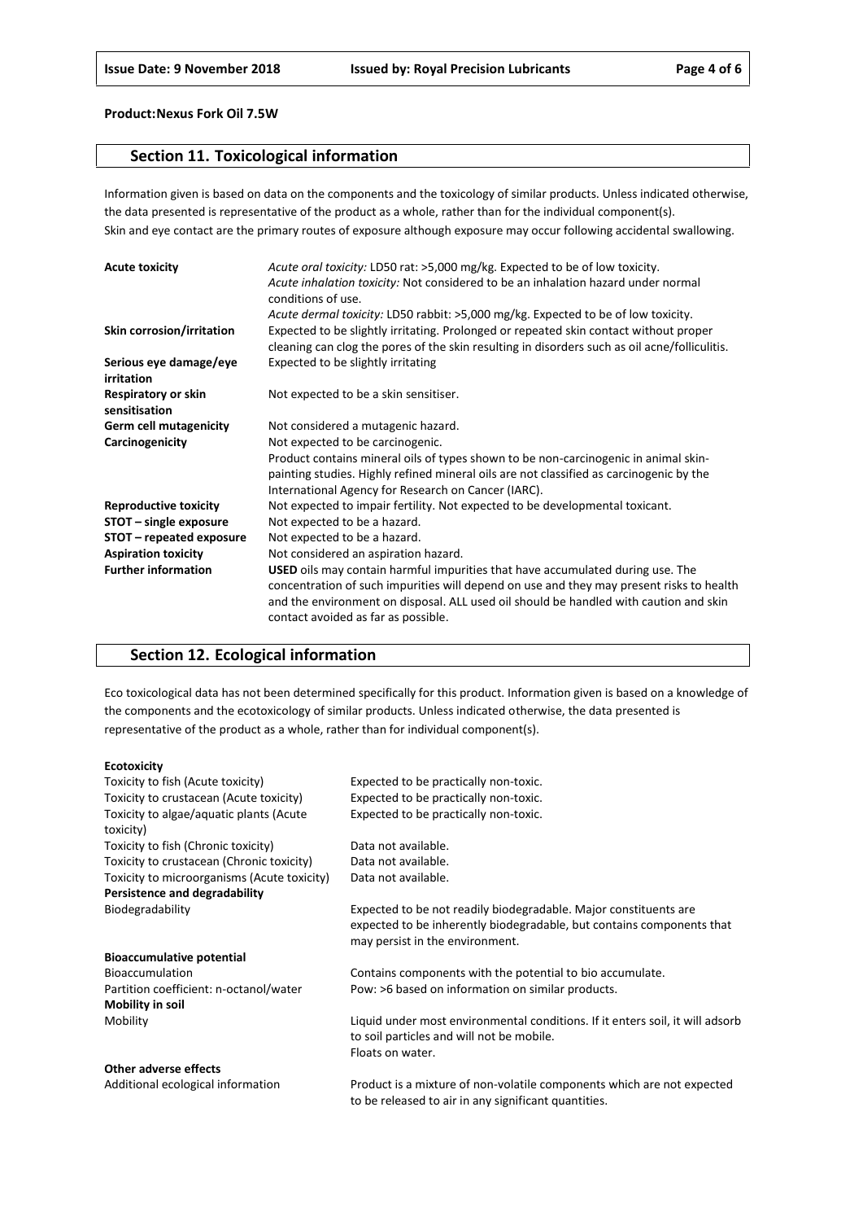**Product:Nexus Fork Oil 7.5W**

## Section 11. Toxicological information

Information given is based on data on the components and the toxicology of similar products. Unless indicated otherwise, the data presented is representative of the product as a whole, rather than for the individual component(s).
Skin and eye contact are the primary routes of exposure although exposure may occur following accidental swallowing.

| | |
|---|---|
| **Acute toxicity** | *Acute oral toxicity:* LD50 rat: >5,000 mg/kg. Expected to be of low toxicity.<br>*Acute inhalation toxicity:* Not considered to be an inhalation hazard under normal conditions of use.<br>*Acute dermal toxicity:* LD50 rabbit: >5,000 mg/kg. Expected to be of low toxicity. |
| **Skin corrosion/irritation** | Expected to be slightly irritating. Prolonged or repeated skin contact without proper cleaning can clog the pores of the skin resulting in disorders such as oil acne/folliculitis. |
| **Serious eye damage/eye irritation** | Expected to be slightly irritating |
| **Respiratory or skin sensitisation** | Not expected to be a skin sensitiser. |
| **Germ cell mutagenicity** | Not considered a mutagenic hazard. |
| **Carcinogenicity** | Not expected to be carcinogenic.<br>Product contains mineral oils of types shown to be non-carcinogenic in animal skin-painting studies. Highly refined mineral oils are not classified as carcinogenic by the International Agency for Research on Cancer (IARC). |
| **Reproductive toxicity** | Not expected to impair fertility. Not expected to be developmental toxicant. |
| **STOT – single exposure** | Not expected to be a hazard. |
| **STOT – repeated exposure** | Not expected to be a hazard. |
| **Aspiration toxicity** | Not considered an aspiration hazard. |
| **Further information** | **USED** oils may contain harmful impurities that have accumulated during use. The concentration of such impurities will depend on use and they may present risks to health and the environment on disposal. ALL used oil should be handled with caution and skin contact avoided as far as possible. |

## Section 12. Ecological information

Eco toxicological data has not been determined specifically for this product. Information given is based on a knowledge of the components and the ecotoxicology of similar products. Unless indicated otherwise, the data presented is representative of the product as a whole, rather than for individual component(s).

| | |
|---|---|
| **Ecotoxicity** | |
| Toxicity to fish (Acute toxicity) | Expected to be practically non-toxic. |
| Toxicity to crustacean (Acute toxicity) | Expected to be practically non-toxic. |
| Toxicity to algae/aquatic plants (Acute toxicity) | Expected to be practically non-toxic. |
| Toxicity to fish (Chronic toxicity) | Data not available. |
| Toxicity to crustacean (Chronic toxicity) | Data not available. |
| Toxicity to microorganisms (Acute toxicity) | Data not available. |
| **Persistence and degradability** | |
| Biodegradability | Expected to be not readily biodegradable. Major constituents are expected to be inherently biodegradable, but contains components that may persist in the environment. |
| **Bioaccumulative potential** | |
| Bioaccumulation | Contains components with the potential to bio accumulate. |
| Partition coefficient: n-octanol/water | Pow: >6 based on information on similar products. |
| **Mobility in soil** | |
| Mobility | Liquid under most environmental conditions. If it enters soil, it will adsorb to soil particles and will not be mobile.<br>Floats on water. |
| **Other adverse effects** | |
| Additional ecological information | Product is a mixture of non-volatile components which are not expected to be released to air in any significant quantities. |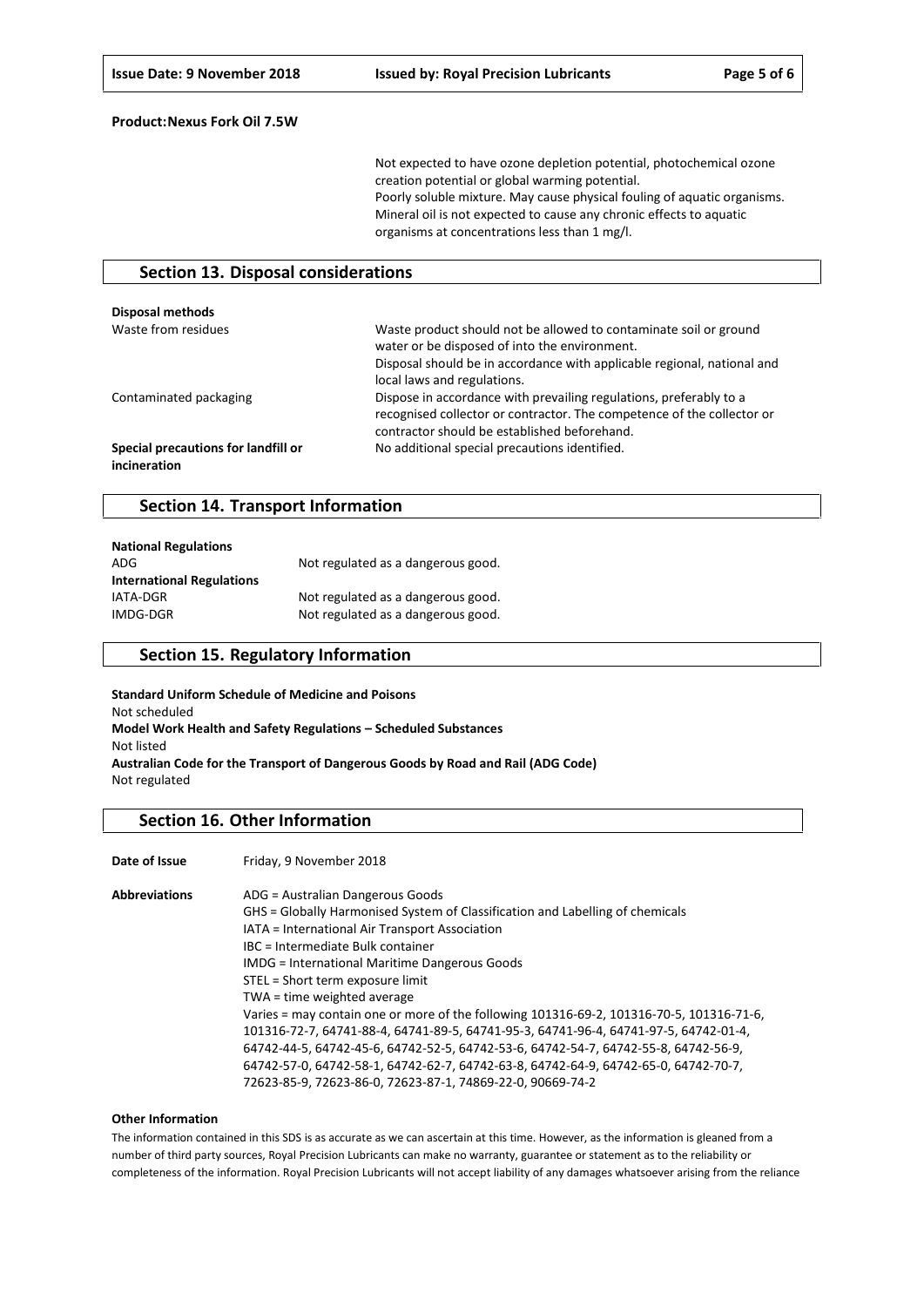**Product:Nexus Fork Oil 7.5W**

Not expected to have ozone depletion potential, photochemical ozone creation potential or global warming potential.
Poorly soluble mixture. May cause physical fouling of aquatic organisms.
Mineral oil is not expected to cause any chronic effects to aquatic organisms at concentrations less than 1 mg/l.

## Section 13. Disposal considerations

**Disposal methods**

| | |
|---|---|
| Waste from residues | Waste product should not be allowed to contaminate soil or ground water or be disposed of into the environment. Disposal should be in accordance with applicable regional, national and local laws and regulations. |
| Contaminated packaging | Dispose in accordance with prevailing regulations, preferably to a recognised collector or contractor. The competence of the collector or contractor should be established beforehand. |
| **Special precautions for landfill or incineration** | No additional special precautions identified. |

## Section 14. Transport Information

**National Regulations**

| | |
|---|---|
| ADG | Not regulated as a dangerous good. |

**International Regulations**

| | |
|---|---|
| IATA-DGR | Not regulated as a dangerous good. |
| IMDG-DGR | Not regulated as a dangerous good. |

## Section 15. Regulatory Information

**Standard Uniform Schedule of Medicine and Poisons**
Not scheduled
**Model Work Health and Safety Regulations – Scheduled Substances**
Not listed
**Australian Code for the Transport of Dangerous Goods by Road and Rail (ADG Code)**
Not regulated

## Section 16. Other Information

**Date of Issue** Friday, 9 November 2018

**Abbreviations**

- ADG = Australian Dangerous Goods
- GHS = Globally Harmonised System of Classification and Labelling of chemicals
- IATA = International Air Transport Association
- IBC = Intermediate Bulk container
- IMDG = International Maritime Dangerous Goods
- STEL = Short term exposure limit
- TWA = time weighted average
- Varies = may contain one or more of the following 101316-69-2, 101316-70-5, 101316-71-6, 101316-72-7, 64741-88-4, 64741-89-5, 64741-95-3, 64741-96-4, 64741-97-5, 64742-01-4, 64742-44-5, 64742-45-6, 64742-52-5, 64742-53-6, 64742-54-7, 64742-55-8, 64742-56-9, 64742-57-0, 64742-58-1, 64742-62-7, 64742-63-8, 64742-64-9, 64742-65-0, 64742-70-7, 72623-85-9, 72623-86-0, 72623-87-1, 74869-22-0, 90669-74-2

**Other Information**

The information contained in this SDS is as accurate as we can ascertain at this time. However, as the information is gleaned from a number of third party sources, Royal Precision Lubricants can make no warranty, guarantee or statement as to the reliability or completeness of the information. Royal Precision Lubricants will not accept liability of any damages whatsoever arising from the reliance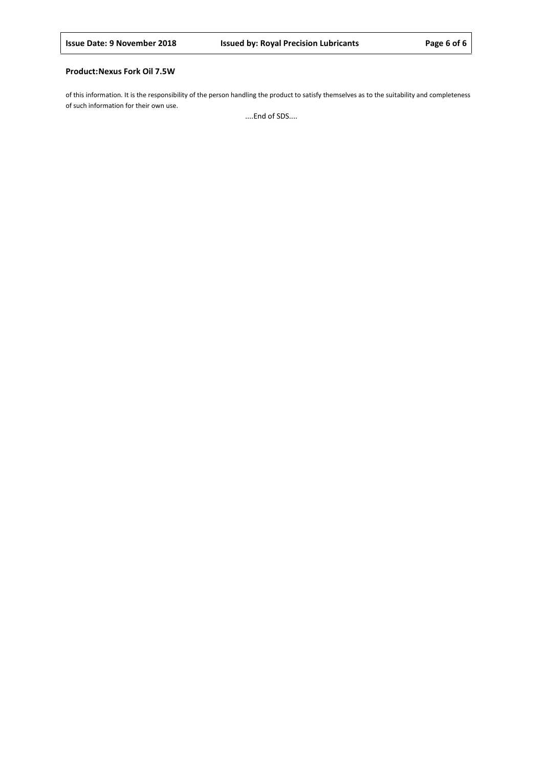**Product:Nexus Fork Oil 7.5W**

of this information. It is the responsibility of the person handling the product to satisfy themselves as to the suitability and completeness of such information for their own use.

....End of SDS....